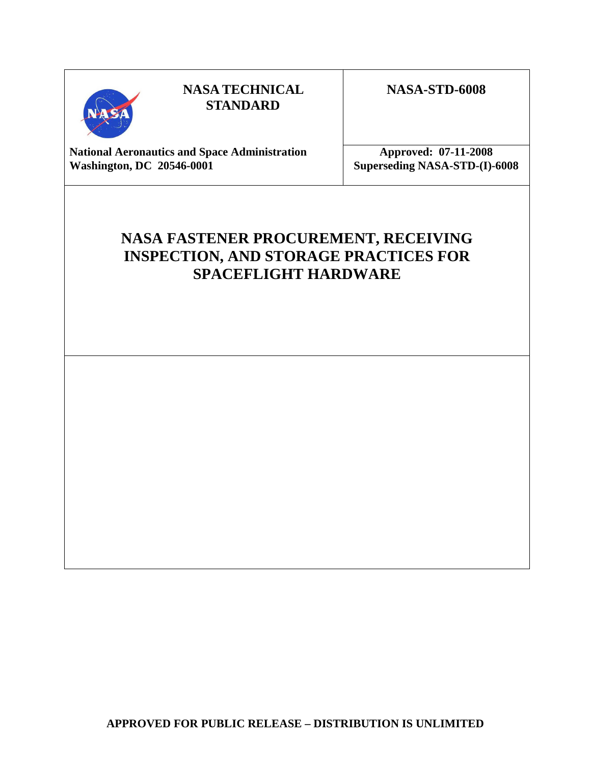**NASA TECHNICAL STANDARD**

**NASA-STD-6008**

**National Aeronautics and Space Administration**
**Washington, DC 20546-0001**

**Approved: 07-11-2008**
**Superseding NASA-STD-(I)-6008**

# NASA FASTENER PROCUREMENT, RECEIVING INSPECTION, AND STORAGE PRACTICES FOR SPACEFLIGHT HARDWARE

**APPROVED FOR PUBLIC RELEASE – DISTRIBUTION IS UNLIMITED**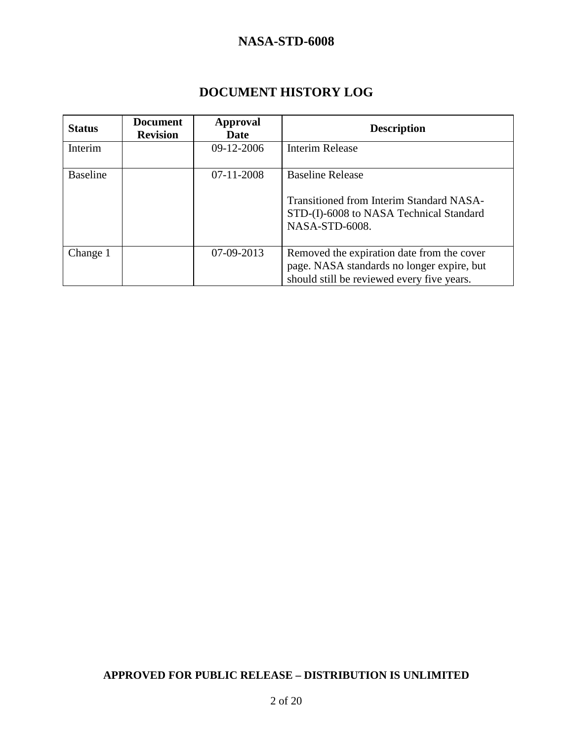# DOCUMENT HISTORY LOG

| Status | Document Revision | Approval Date | Description |
|---|---|---|---|
| Interim | | 09-12-2006 | Interim Release |
| Baseline | | 07-11-2008 | Baseline Release<br><br>Transitioned from Interim Standard NASA-STD-(I)-6008 to NASA Technical Standard NASA-STD-6008. |
| Change 1 | | 07-09-2013 | Removed the expiration date from the cover page. NASA standards no longer expire, but should still be reviewed every five years. |

**APPROVED FOR PUBLIC RELEASE – DISTRIBUTION IS UNLIMITED**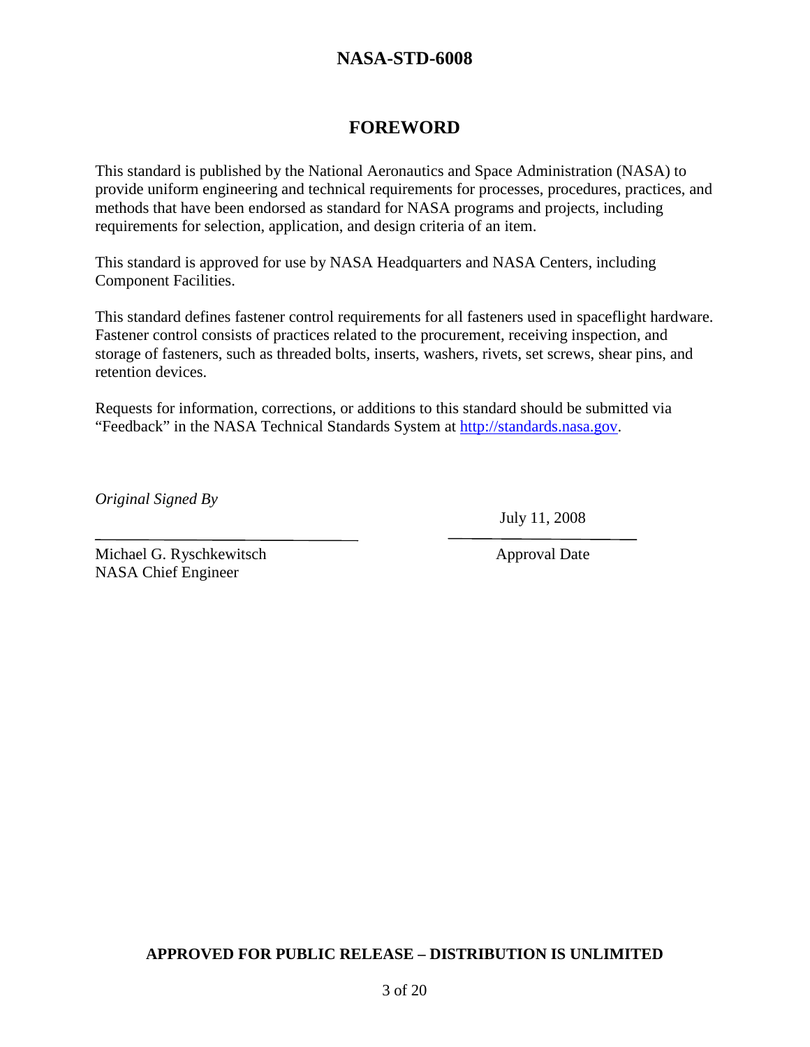# FOREWORD

This standard is published by the National Aeronautics and Space Administration (NASA) to provide uniform engineering and technical requirements for processes, procedures, practices, and methods that have been endorsed as standard for NASA programs and projects, including requirements for selection, application, and design criteria of an item.

This standard is approved for use by NASA Headquarters and NASA Centers, including Component Facilities.

This standard defines fastener control requirements for all fasteners used in spaceflight hardware. Fastener control consists of practices related to the procurement, receiving inspection, and storage of fasteners, such as threaded bolts, inserts, washers, rivets, set screws, shear pins, and retention devices.

Requests for information, corrections, or additions to this standard should be submitted via "Feedback" in the NASA Technical Standards System at http://standards.nasa.gov.

*Original Signed By*

| | |
|---|---|
| | July 11, 2008 |
| Michael G. Ryschkewitsch<br>NASA Chief Engineer | Approval Date |

**APPROVED FOR PUBLIC RELEASE – DISTRIBUTION IS UNLIMITED**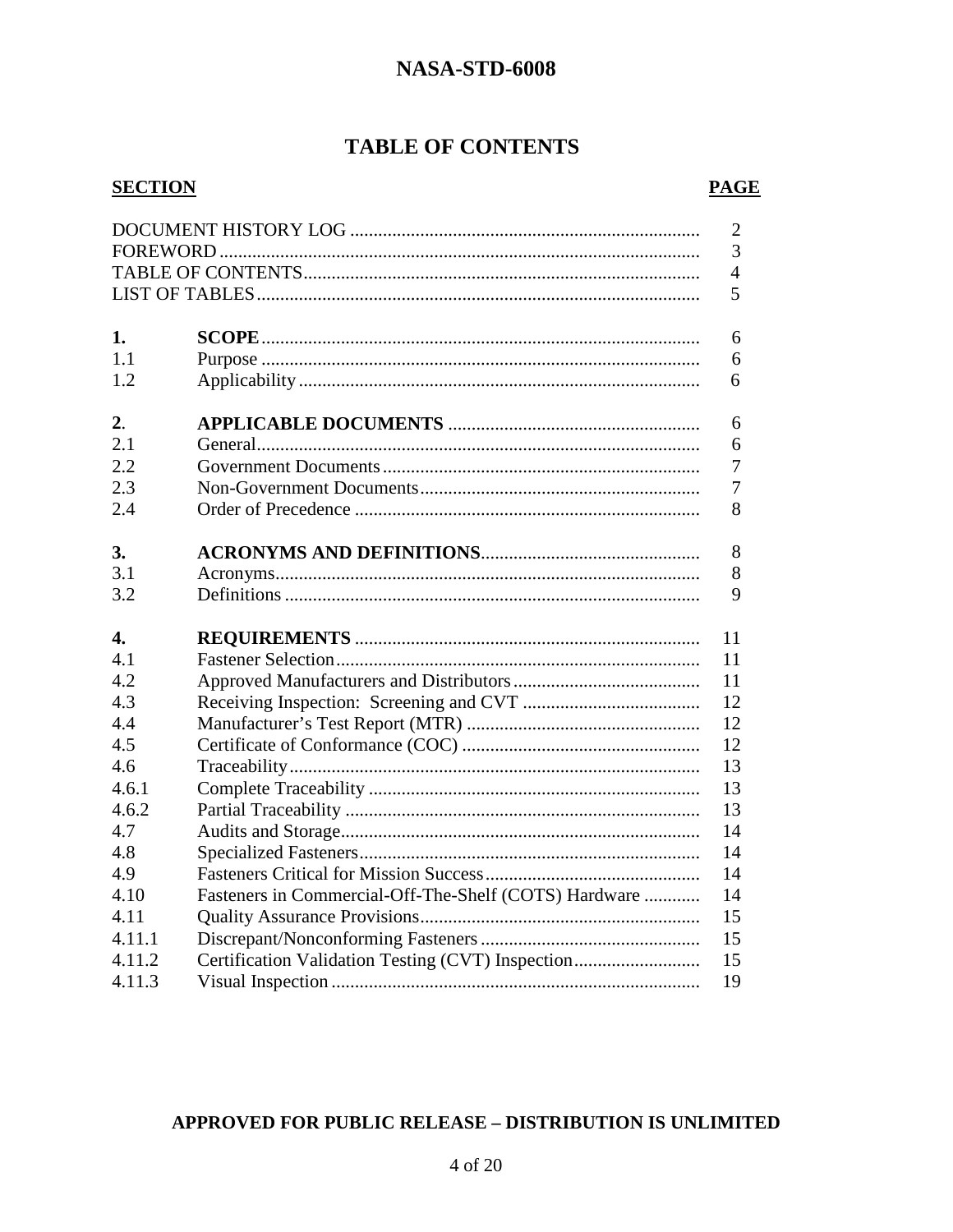# TABLE OF CONTENTS

| SECTION | | PAGE |
|---|---|---|
| DOCUMENT HISTORY LOG | | 2 |
| FOREWORD | | 3 |
| TABLE OF CONTENTS | | 4 |
| LIST OF TABLES | | 5 |
| **1.** | **SCOPE** | 6 |
| 1.1 | Purpose | 6 |
| 1.2 | Applicability | 6 |
| **2.** | **APPLICABLE DOCUMENTS** | 6 |
| 2.1 | General | 6 |
| 2.2 | Government Documents | 7 |
| 2.3 | Non-Government Documents | 7 |
| 2.4 | Order of Precedence | 8 |
| **3.** | **ACRONYMS AND DEFINITIONS** | 8 |
| 3.1 | Acronyms | 8 |
| 3.2 | Definitions | 9 |
| **4.** | **REQUIREMENTS** | 11 |
| 4.1 | Fastener Selection | 11 |
| 4.2 | Approved Manufacturers and Distributors | 11 |
| 4.3 | Receiving Inspection: Screening and CVT | 12 |
| 4.4 | Manufacturer's Test Report (MTR) | 12 |
| 4.5 | Certificate of Conformance (COC) | 12 |
| 4.6 | Traceability | 13 |
| 4.6.1 | Complete Traceability | 13 |
| 4.6.2 | Partial Traceability | 13 |
| 4.7 | Audits and Storage | 14 |
| 4.8 | Specialized Fasteners | 14 |
| 4.9 | Fasteners Critical for Mission Success | 14 |
| 4.10 | Fasteners in Commercial-Off-The-Shelf (COTS) Hardware | 14 |
| 4.11 | Quality Assurance Provisions | 15 |
| 4.11.1 | Discrepant/Nonconforming Fasteners | 15 |
| 4.11.2 | Certification Validation Testing (CVT) Inspection | 15 |
| 4.11.3 | Visual Inspection | 19 |

**APPROVED FOR PUBLIC RELEASE – DISTRIBUTION IS UNLIMITED**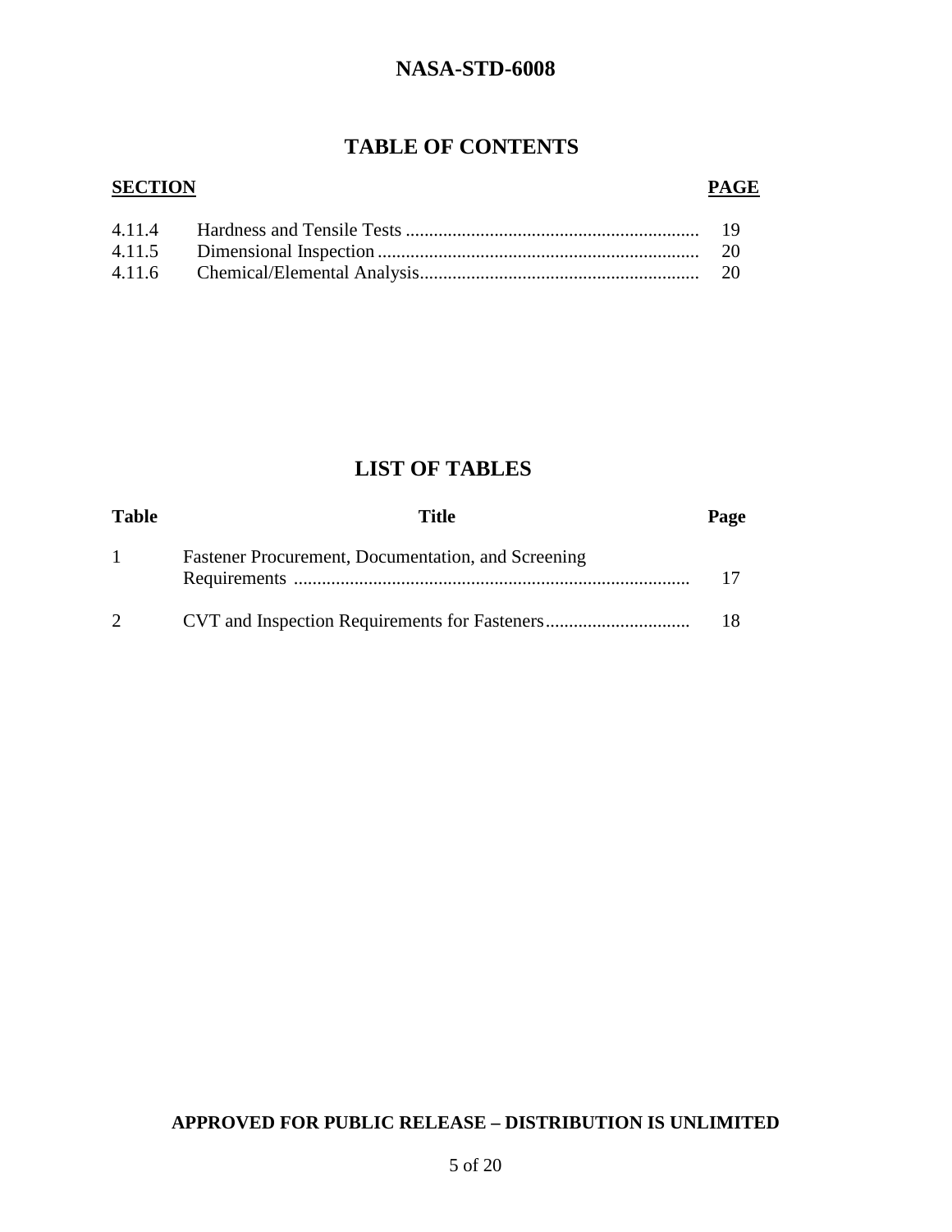# TABLE OF CONTENTS

| SECTION | | PAGE |
|---|---|---|
| 4.11.4 | Hardness and Tensile Tests | 19 |
| 4.11.5 | Dimensional Inspection | 20 |
| 4.11.6 | Chemical/Elemental Analysis | 20 |

# LIST OF TABLES

| Table | Title | Page |
|---|---|---|
| 1 | Fastener Procurement, Documentation, and Screening Requirements | 17 |
| 2 | CVT and Inspection Requirements for Fasteners | 18 |

**APPROVED FOR PUBLIC RELEASE – DISTRIBUTION IS UNLIMITED**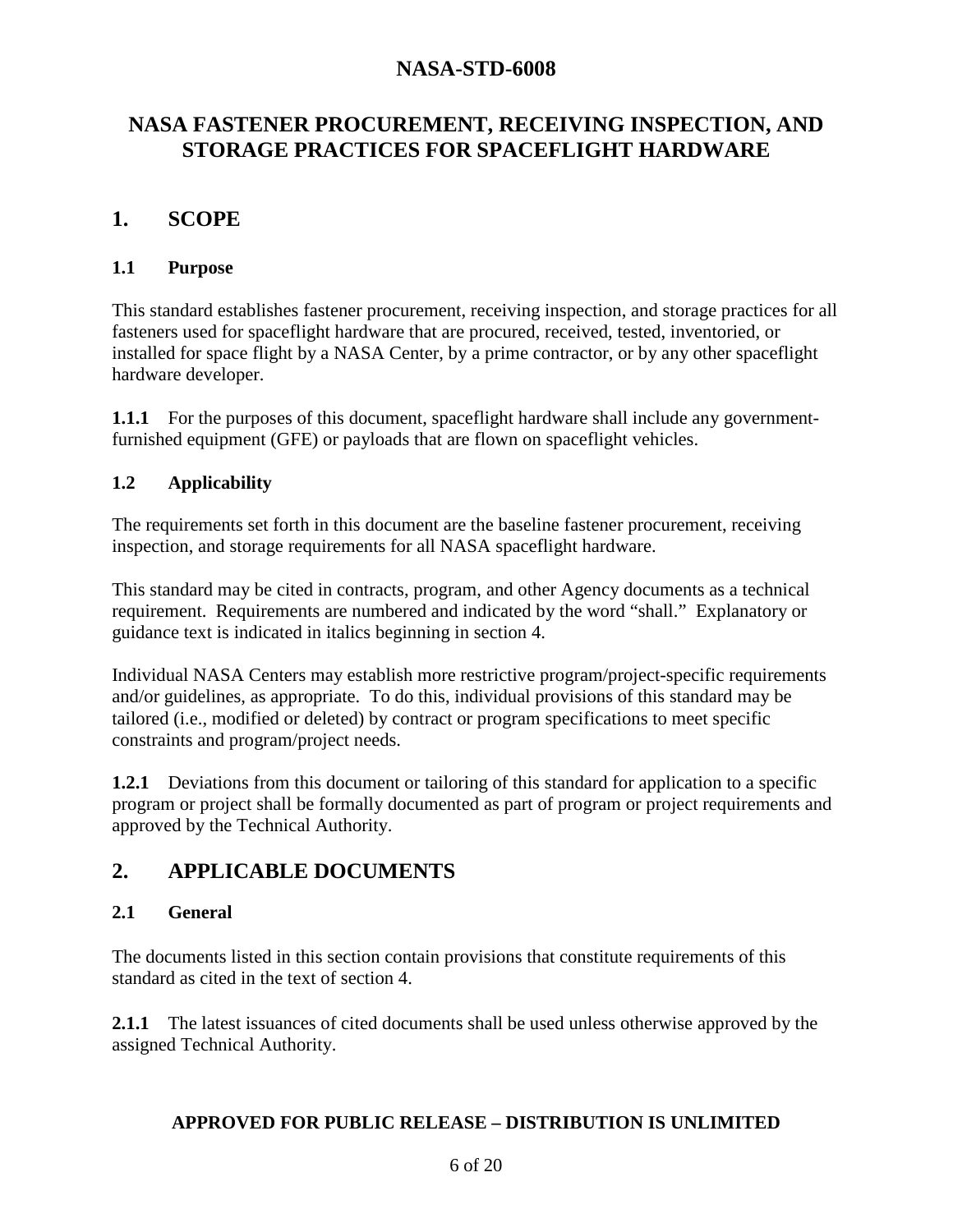# NASA FASTENER PROCUREMENT, RECEIVING INSPECTION, AND STORAGE PRACTICES FOR SPACEFLIGHT HARDWARE

## 1. SCOPE

### 1.1 Purpose

This standard establishes fastener procurement, receiving inspection, and storage practices for all fasteners used for spaceflight hardware that are procured, received, tested, inventoried, or installed for space flight by a NASA Center, by a prime contractor, or by any other spaceflight hardware developer.

**1.1.1** For the purposes of this document, spaceflight hardware shall include any government-furnished equipment (GFE) or payloads that are flown on spaceflight vehicles.

### 1.2 Applicability

The requirements set forth in this document are the baseline fastener procurement, receiving inspection, and storage requirements for all NASA spaceflight hardware.

This standard may be cited in contracts, program, and other Agency documents as a technical requirement. Requirements are numbered and indicated by the word "shall." Explanatory or guidance text is indicated in italics beginning in section 4.

Individual NASA Centers may establish more restrictive program/project-specific requirements and/or guidelines, as appropriate. To do this, individual provisions of this standard may be tailored (i.e., modified or deleted) by contract or program specifications to meet specific constraints and program/project needs.

**1.2.1** Deviations from this document or tailoring of this standard for application to a specific program or project shall be formally documented as part of program or project requirements and approved by the Technical Authority.

## 2. APPLICABLE DOCUMENTS

### 2.1 General

The documents listed in this section contain provisions that constitute requirements of this standard as cited in the text of section 4.

**2.1.1** The latest issuances of cited documents shall be used unless otherwise approved by the assigned Technical Authority.

**APPROVED FOR PUBLIC RELEASE – DISTRIBUTION IS UNLIMITED**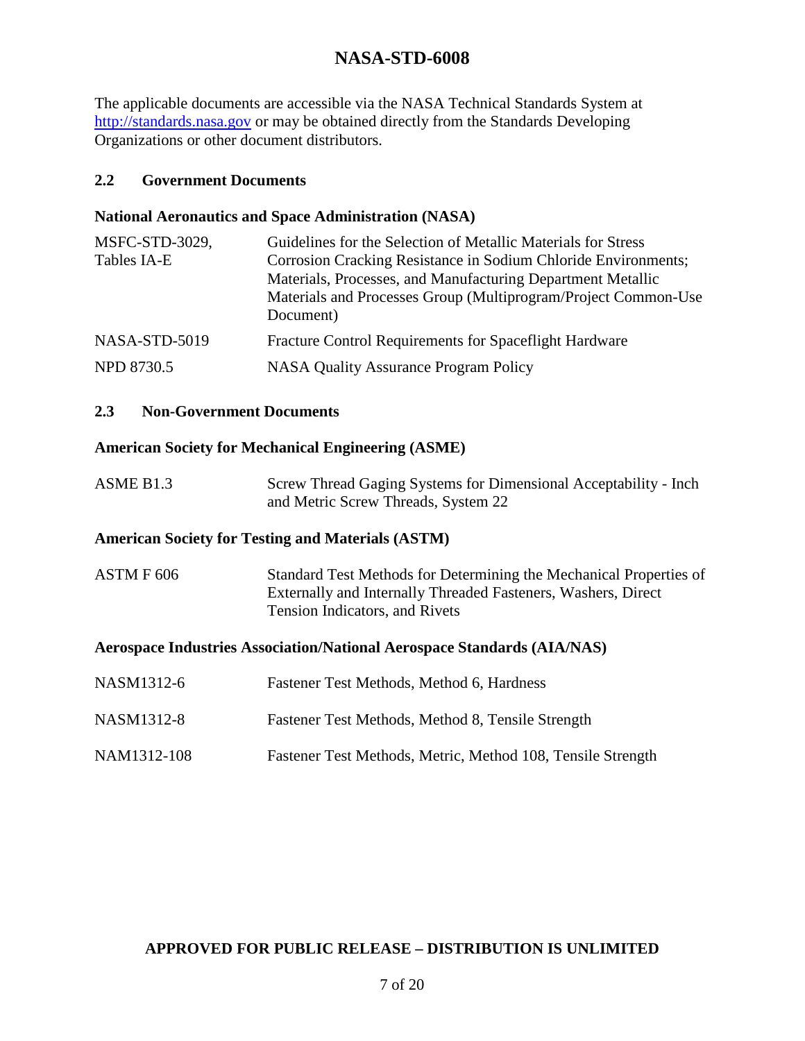The applicable documents are accessible via the NASA Technical Standards System at http://standards.nasa.gov or may be obtained directly from the Standards Developing Organizations or other document distributors.

### 2.2 Government Documents

**National Aeronautics and Space Administration (NASA)**

| | |
|---|---|
| MSFC-STD-3029, Tables IA-E | Guidelines for the Selection of Metallic Materials for Stress Corrosion Cracking Resistance in Sodium Chloride Environments; Materials, Processes, and Manufacturing Department Metallic Materials and Processes Group (Multiprogram/Project Common-Use Document) |
| NASA-STD-5019 | Fracture Control Requirements for Spaceflight Hardware |
| NPD 8730.5 | NASA Quality Assurance Program Policy |

### 2.3 Non-Government Documents

**American Society for Mechanical Engineering (ASME)**

| | |
|---|---|
| ASME B1.3 | Screw Thread Gaging Systems for Dimensional Acceptability - Inch and Metric Screw Threads, System 22 |

**American Society for Testing and Materials (ASTM)**

| | |
|---|---|
| ASTM F 606 | Standard Test Methods for Determining the Mechanical Properties of Externally and Internally Threaded Fasteners, Washers, Direct Tension Indicators, and Rivets |

**Aerospace Industries Association/National Aerospace Standards (AIA/NAS)**

| | |
|---|---|
| NASM1312-6 | Fastener Test Methods, Method 6, Hardness |
| NASM1312-8 | Fastener Test Methods, Method 8, Tensile Strength |
| NAM1312-108 | Fastener Test Methods, Metric, Method 108, Tensile Strength |

**APPROVED FOR PUBLIC RELEASE – DISTRIBUTION IS UNLIMITED**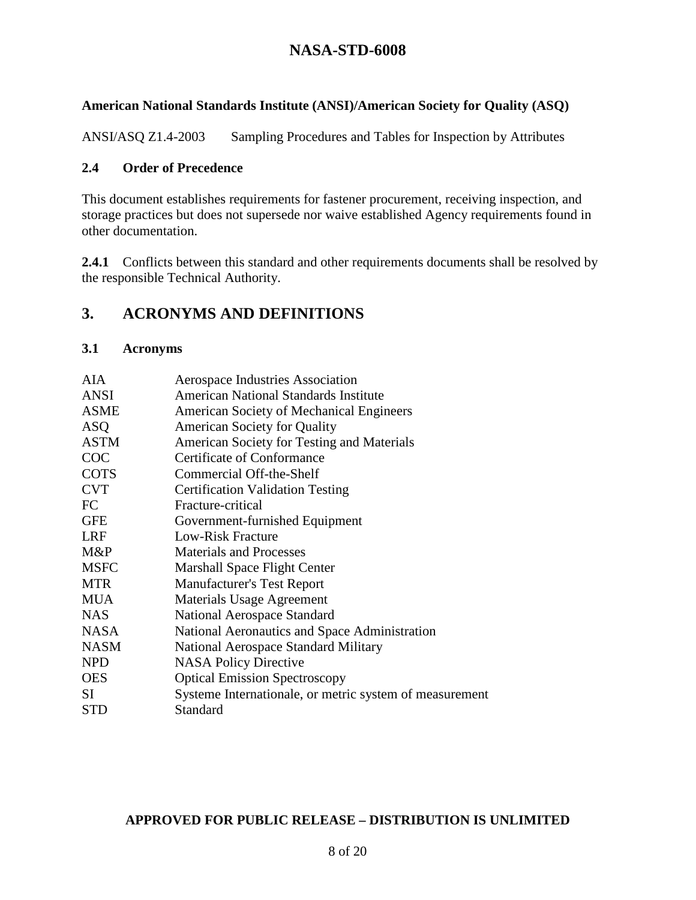**American National Standards Institute (ANSI)/American Society for Quality (ASQ)**

ANSI/ASQ Z1.4-2003 Sampling Procedures and Tables for Inspection by Attributes

### 2.4 Order of Precedence

This document establishes requirements for fastener procurement, receiving inspection, and storage practices but does not supersede nor waive established Agency requirements found in other documentation.

**2.4.1** Conflicts between this standard and other requirements documents shall be resolved by the responsible Technical Authority.

## 3. ACRONYMS AND DEFINITIONS

### 3.1 Acronyms

| | |
|---|---|
| AIA | Aerospace Industries Association |
| ANSI | American National Standards Institute |
| ASME | American Society of Mechanical Engineers |
| ASQ | American Society for Quality |
| ASTM | American Society for Testing and Materials |
| COC | Certificate of Conformance |
| COTS | Commercial Off-the-Shelf |
| CVT | Certification Validation Testing |
| FC | Fracture-critical |
| GFE | Government-furnished Equipment |
| LRF | Low-Risk Fracture |
| M&P | Materials and Processes |
| MSFC | Marshall Space Flight Center |
| MTR | Manufacturer's Test Report |
| MUA | Materials Usage Agreement |
| NAS | National Aerospace Standard |
| NASA | National Aeronautics and Space Administration |
| NASM | National Aerospace Standard Military |
| NPD | NASA Policy Directive |
| OES | Optical Emission Spectroscopy |
| SI | Systeme Internationale, or metric system of measurement |
| STD | Standard |

**APPROVED FOR PUBLIC RELEASE – DISTRIBUTION IS UNLIMITED**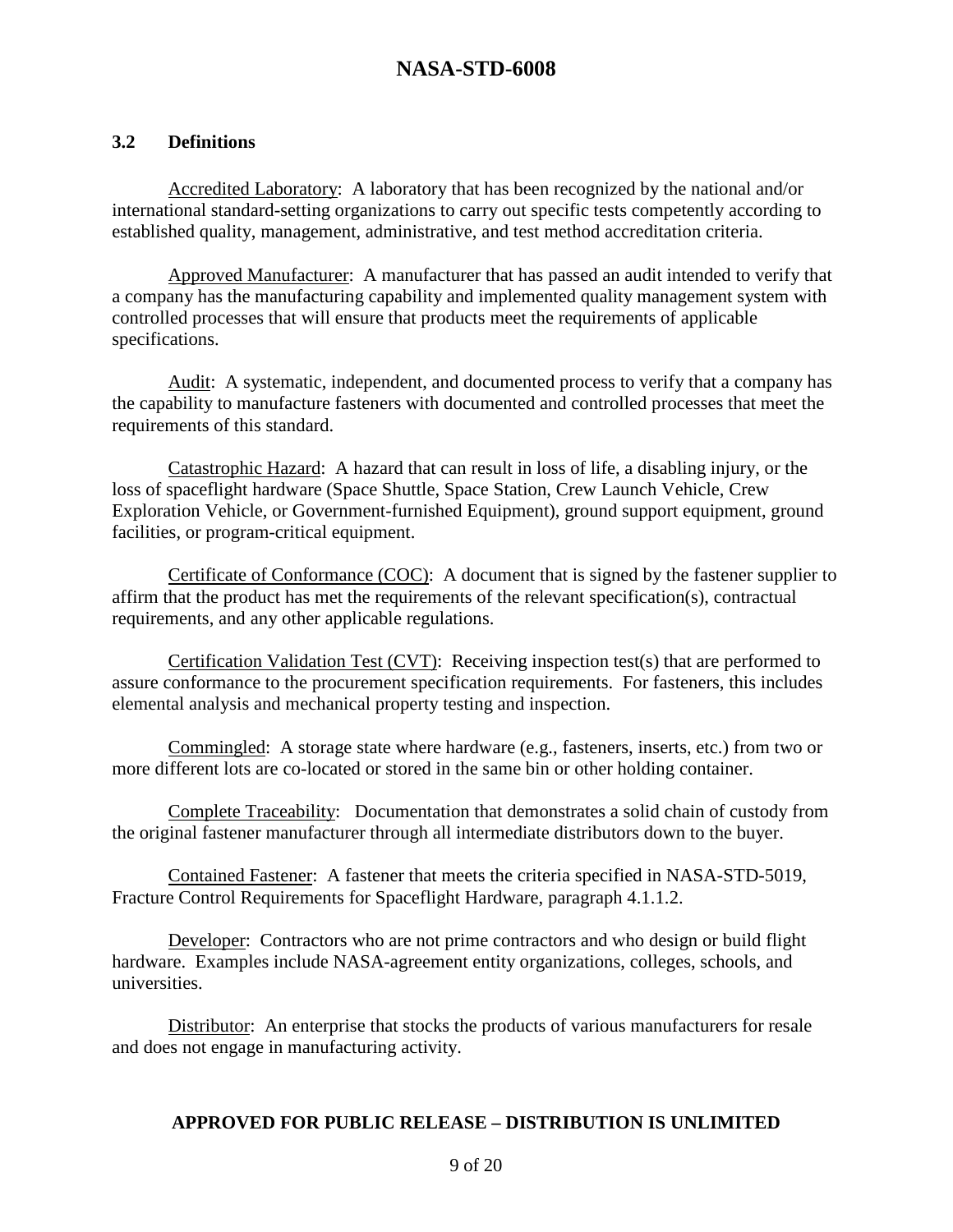### 3.2 Definitions

Accredited Laboratory: A laboratory that has been recognized by the national and/or international standard-setting organizations to carry out specific tests competently according to established quality, management, administrative, and test method accreditation criteria.

Approved Manufacturer: A manufacturer that has passed an audit intended to verify that a company has the manufacturing capability and implemented quality management system with controlled processes that will ensure that products meet the requirements of applicable specifications.

Audit: A systematic, independent, and documented process to verify that a company has the capability to manufacture fasteners with documented and controlled processes that meet the requirements of this standard.

Catastrophic Hazard: A hazard that can result in loss of life, a disabling injury, or the loss of spaceflight hardware (Space Shuttle, Space Station, Crew Launch Vehicle, Crew Exploration Vehicle, or Government-furnished Equipment), ground support equipment, ground facilities, or program-critical equipment.

Certificate of Conformance (COC): A document that is signed by the fastener supplier to affirm that the product has met the requirements of the relevant specification(s), contractual requirements, and any other applicable regulations.

Certification Validation Test (CVT): Receiving inspection test(s) that are performed to assure conformance to the procurement specification requirements. For fasteners, this includes elemental analysis and mechanical property testing and inspection.

Commingled: A storage state where hardware (e.g., fasteners, inserts, etc.) from two or more different lots are co-located or stored in the same bin or other holding container.

Complete Traceability: Documentation that demonstrates a solid chain of custody from the original fastener manufacturer through all intermediate distributors down to the buyer.

Contained Fastener: A fastener that meets the criteria specified in NASA-STD-5019, Fracture Control Requirements for Spaceflight Hardware, paragraph 4.1.1.2.

Developer: Contractors who are not prime contractors and who design or build flight hardware. Examples include NASA-agreement entity organizations, colleges, schools, and universities.

Distributor: An enterprise that stocks the products of various manufacturers for resale and does not engage in manufacturing activity.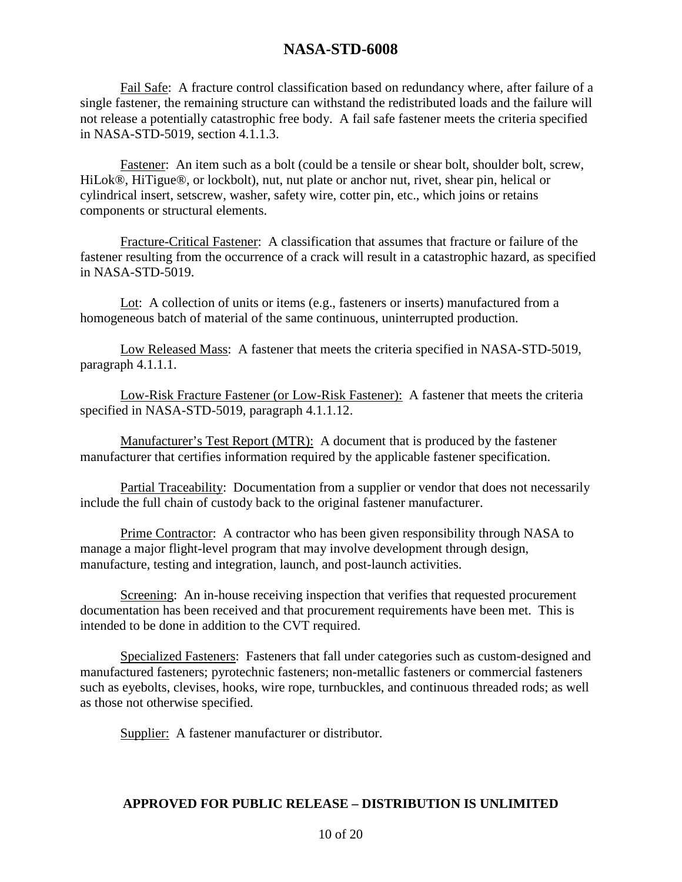Fail Safe: A fracture control classification based on redundancy where, after failure of a single fastener, the remaining structure can withstand the redistributed loads and the failure will not release a potentially catastrophic free body. A fail safe fastener meets the criteria specified in NASA-STD-5019, section 4.1.1.3.

Fastener: An item such as a bolt (could be a tensile or shear bolt, shoulder bolt, screw, HiLok®, HiTigue®, or lockbolt), nut, nut plate or anchor nut, rivet, shear pin, helical or cylindrical insert, setscrew, washer, safety wire, cotter pin, etc., which joins or retains components or structural elements.

Fracture-Critical Fastener: A classification that assumes that fracture or failure of the fastener resulting from the occurrence of a crack will result in a catastrophic hazard, as specified in NASA-STD-5019.

Lot: A collection of units or items (e.g., fasteners or inserts) manufactured from a homogeneous batch of material of the same continuous, uninterrupted production.

Low Released Mass: A fastener that meets the criteria specified in NASA-STD-5019, paragraph 4.1.1.1.

Low-Risk Fracture Fastener (or Low-Risk Fastener): A fastener that meets the criteria specified in NASA-STD-5019, paragraph 4.1.1.12.

Manufacturer's Test Report (MTR): A document that is produced by the fastener manufacturer that certifies information required by the applicable fastener specification.

Partial Traceability: Documentation from a supplier or vendor that does not necessarily include the full chain of custody back to the original fastener manufacturer.

Prime Contractor: A contractor who has been given responsibility through NASA to manage a major flight-level program that may involve development through design, manufacture, testing and integration, launch, and post-launch activities.

Screening: An in-house receiving inspection that verifies that requested procurement documentation has been received and that procurement requirements have been met. This is intended to be done in addition to the CVT required.

Specialized Fasteners: Fasteners that fall under categories such as custom-designed and manufactured fasteners; pyrotechnic fasteners; non-metallic fasteners or commercial fasteners such as eyebolts, clevises, hooks, wire rope, turnbuckles, and continuous threaded rods; as well as those not otherwise specified.

Supplier: A fastener manufacturer or distributor.

**APPROVED FOR PUBLIC RELEASE – DISTRIBUTION IS UNLIMITED**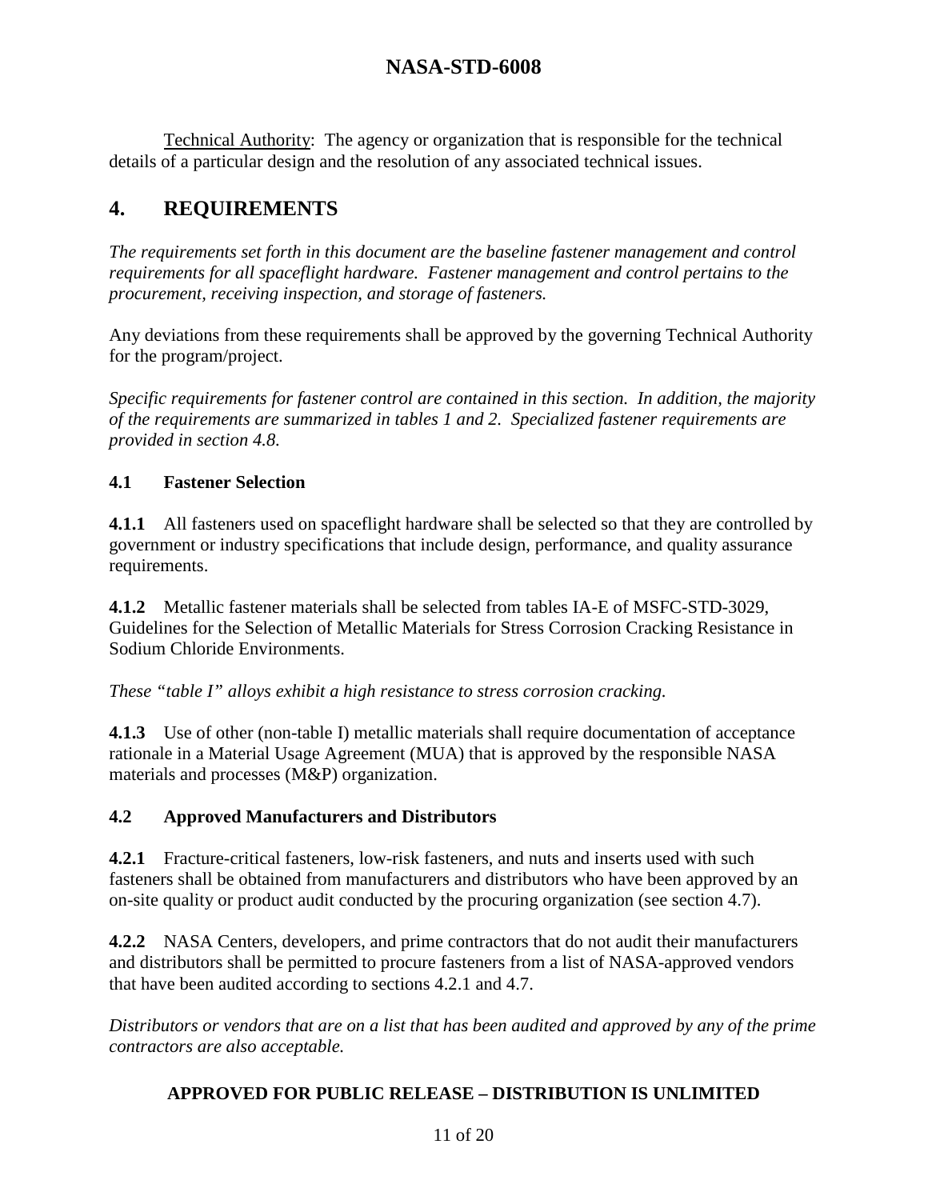Technical Authority: The agency or organization that is responsible for the technical details of a particular design and the resolution of any associated technical issues.

# 4. REQUIREMENTS

*The requirements set forth in this document are the baseline fastener management and control requirements for all spaceflight hardware. Fastener management and control pertains to the procurement, receiving inspection, and storage of fasteners.*

Any deviations from these requirements shall be approved by the governing Technical Authority for the program/project.

*Specific requirements for fastener control are contained in this section. In addition, the majority of the requirements are summarized in tables 1 and 2. Specialized fastener requirements are provided in section 4.8.*

## 4.1 Fastener Selection

**4.1.1** All fasteners used on spaceflight hardware shall be selected so that they are controlled by government or industry specifications that include design, performance, and quality assurance requirements.

**4.1.2** Metallic fastener materials shall be selected from tables IA-E of MSFC-STD-3029, Guidelines for the Selection of Metallic Materials for Stress Corrosion Cracking Resistance in Sodium Chloride Environments.

*These "table I" alloys exhibit a high resistance to stress corrosion cracking.*

**4.1.3** Use of other (non-table I) metallic materials shall require documentation of acceptance rationale in a Material Usage Agreement (MUA) that is approved by the responsible NASA materials and processes (M&P) organization.

## 4.2 Approved Manufacturers and Distributors

**4.2.1** Fracture-critical fasteners, low-risk fasteners, and nuts and inserts used with such fasteners shall be obtained from manufacturers and distributors who have been approved by an on-site quality or product audit conducted by the procuring organization (see section 4.7).

**4.2.2** NASA Centers, developers, and prime contractors that do not audit their manufacturers and distributors shall be permitted to procure fasteners from a list of NASA-approved vendors that have been audited according to sections 4.2.1 and 4.7.

*Distributors or vendors that are on a list that has been audited and approved by any of the prime contractors are also acceptable.*

**APPROVED FOR PUBLIC RELEASE – DISTRIBUTION IS UNLIMITED**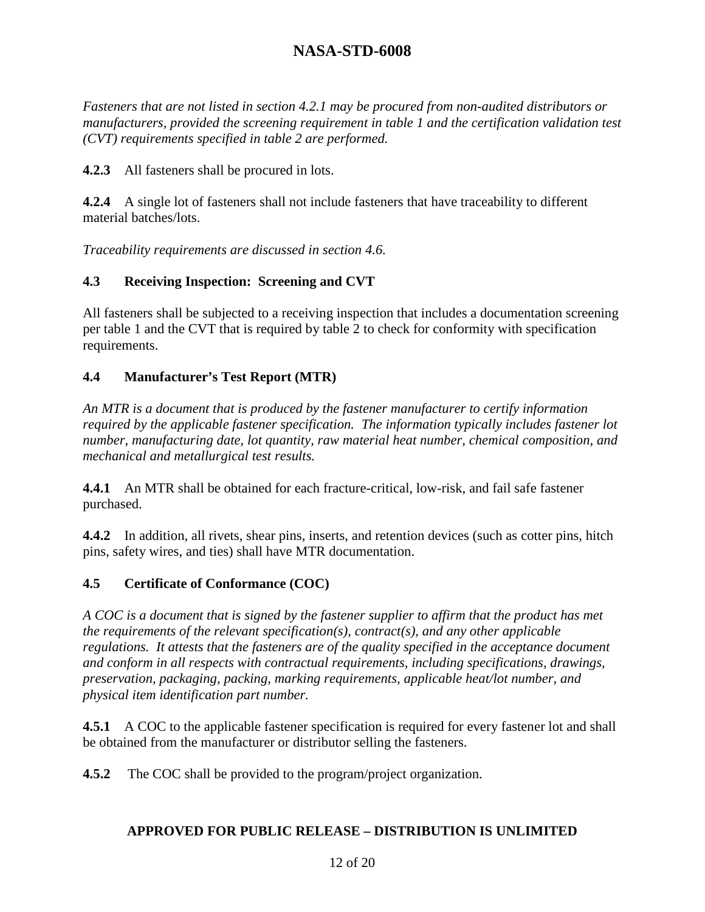*Fasteners that are not listed in section 4.2.1 may be procured from non-audited distributors or manufacturers, provided the screening requirement in table 1 and the certification validation test (CVT) requirements specified in table 2 are performed.*

**4.2.3** All fasteners shall be procured in lots.

**4.2.4** A single lot of fasteners shall not include fasteners that have traceability to different material batches/lots.

*Traceability requirements are discussed in section 4.6.*

### 4.3 Receiving Inspection: Screening and CVT

All fasteners shall be subjected to a receiving inspection that includes a documentation screening per table 1 and the CVT that is required by table 2 to check for conformity with specification requirements.

### 4.4 Manufacturer's Test Report (MTR)

*An MTR is a document that is produced by the fastener manufacturer to certify information required by the applicable fastener specification. The information typically includes fastener lot number, manufacturing date, lot quantity, raw material heat number, chemical composition, and mechanical and metallurgical test results.*

**4.4.1** An MTR shall be obtained for each fracture-critical, low-risk, and fail safe fastener purchased.

**4.4.2** In addition, all rivets, shear pins, inserts, and retention devices (such as cotter pins, hitch pins, safety wires, and ties) shall have MTR documentation.

### 4.5 Certificate of Conformance (COC)

*A COC is a document that is signed by the fastener supplier to affirm that the product has met the requirements of the relevant specification(s), contract(s), and any other applicable regulations. It attests that the fasteners are of the quality specified in the acceptance document and conform in all respects with contractual requirements, including specifications, drawings, preservation, packaging, packing, marking requirements, applicable heat/lot number, and physical item identification part number.*

**4.5.1** A COC to the applicable fastener specification is required for every fastener lot and shall be obtained from the manufacturer or distributor selling the fasteners.

**4.5.2** The COC shall be provided to the program/project organization.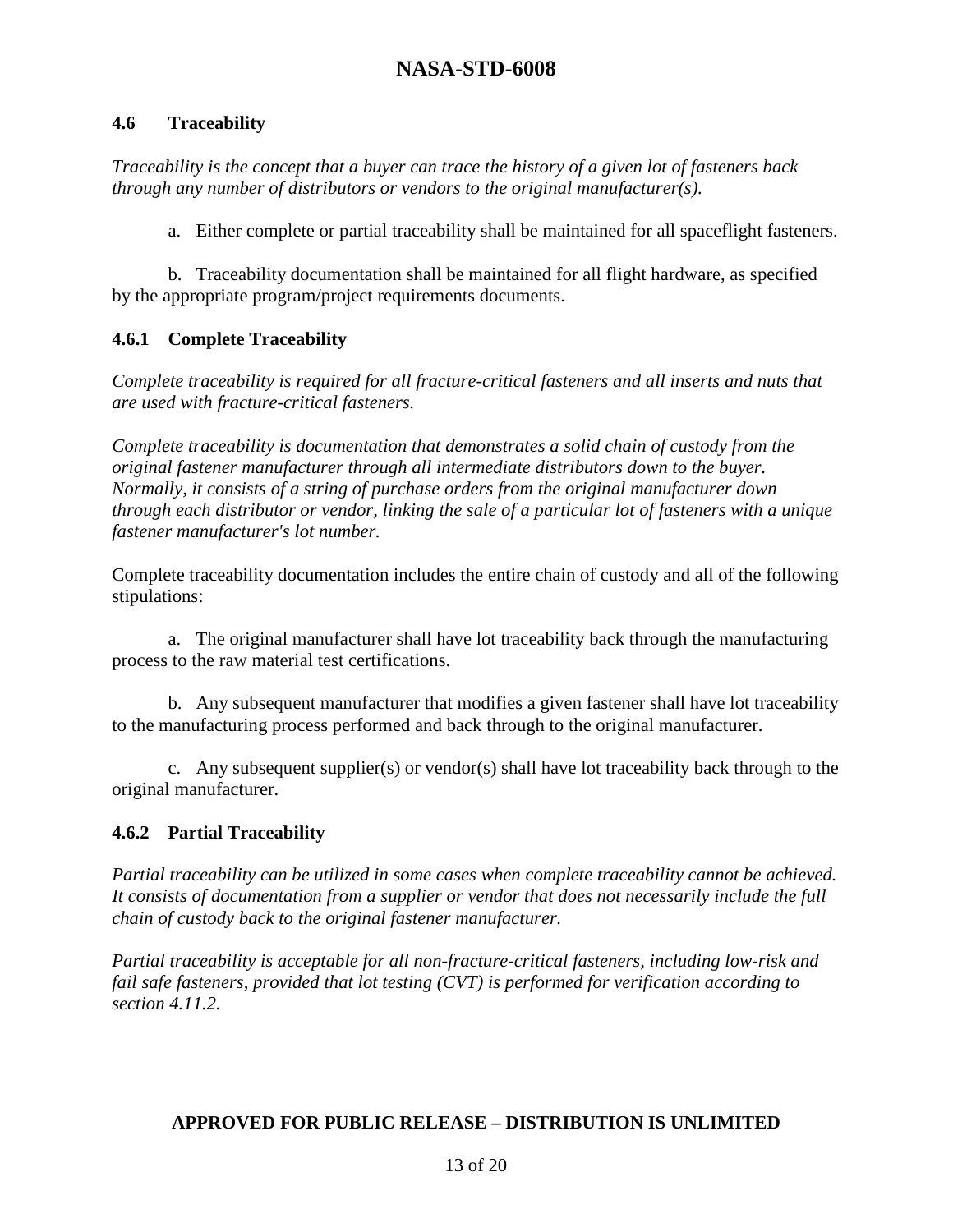### 4.6 Traceability

*Traceability is the concept that a buyer can trace the history of a given lot of fasteners back through any number of distributors or vendors to the original manufacturer(s).*

a. Either complete or partial traceability shall be maintained for all spaceflight fasteners.

b. Traceability documentation shall be maintained for all flight hardware, as specified by the appropriate program/project requirements documents.

#### 4.6.1 Complete Traceability

*Complete traceability is required for all fracture-critical fasteners and all inserts and nuts that are used with fracture-critical fasteners.*

*Complete traceability is documentation that demonstrates a solid chain of custody from the original fastener manufacturer through all intermediate distributors down to the buyer. Normally, it consists of a string of purchase orders from the original manufacturer down through each distributor or vendor, linking the sale of a particular lot of fasteners with a unique fastener manufacturer's lot number.*

Complete traceability documentation includes the entire chain of custody and all of the following stipulations:

a. The original manufacturer shall have lot traceability back through the manufacturing process to the raw material test certifications.

b. Any subsequent manufacturer that modifies a given fastener shall have lot traceability to the manufacturing process performed and back through to the original manufacturer.

c. Any subsequent supplier(s) or vendor(s) shall have lot traceability back through to the original manufacturer.

#### 4.6.2 Partial Traceability

*Partial traceability can be utilized in some cases when complete traceability cannot be achieved. It consists of documentation from a supplier or vendor that does not necessarily include the full chain of custody back to the original fastener manufacturer.*

*Partial traceability is acceptable for all non-fracture-critical fasteners, including low-risk and fail safe fasteners, provided that lot testing (CVT) is performed for verification according to section 4.11.2.*

**APPROVED FOR PUBLIC RELEASE – DISTRIBUTION IS UNLIMITED**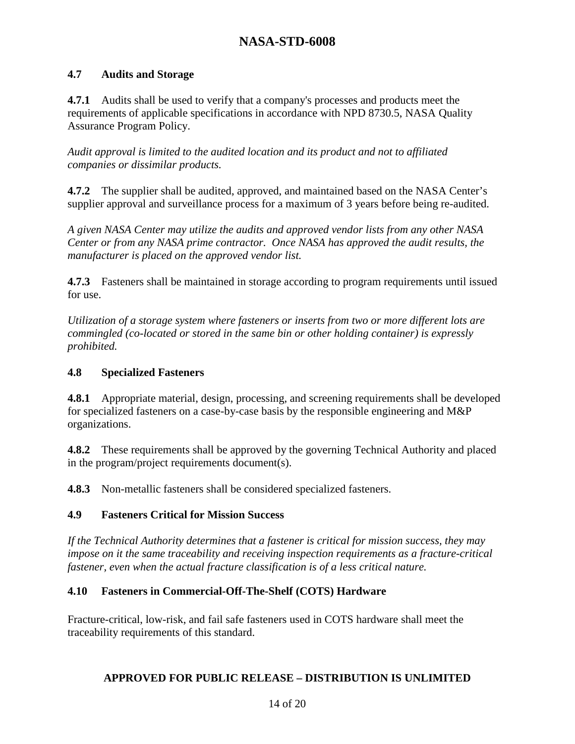## 4.7 Audits and Storage

**4.7.1** Audits shall be used to verify that a company's processes and products meet the requirements of applicable specifications in accordance with NPD 8730.5, NASA Quality Assurance Program Policy.

*Audit approval is limited to the audited location and its product and not to affiliated companies or dissimilar products.*

**4.7.2** The supplier shall be audited, approved, and maintained based on the NASA Center's supplier approval and surveillance process for a maximum of 3 years before being re-audited.

*A given NASA Center may utilize the audits and approved vendor lists from any other NASA Center or from any NASA prime contractor. Once NASA has approved the audit results, the manufacturer is placed on the approved vendor list.*

**4.7.3** Fasteners shall be maintained in storage according to program requirements until issued for use.

*Utilization of a storage system where fasteners or inserts from two or more different lots are commingled (co-located or stored in the same bin or other holding container) is expressly prohibited.*

## 4.8 Specialized Fasteners

**4.8.1** Appropriate material, design, processing, and screening requirements shall be developed for specialized fasteners on a case-by-case basis by the responsible engineering and M&P organizations.

**4.8.2** These requirements shall be approved by the governing Technical Authority and placed in the program/project requirements document(s).

**4.8.3** Non-metallic fasteners shall be considered specialized fasteners.

## 4.9 Fasteners Critical for Mission Success

*If the Technical Authority determines that a fastener is critical for mission success, they may impose on it the same traceability and receiving inspection requirements as a fracture-critical fastener, even when the actual fracture classification is of a less critical nature.*

## 4.10 Fasteners in Commercial-Off-The-Shelf (COTS) Hardware

Fracture-critical, low-risk, and fail safe fasteners used in COTS hardware shall meet the traceability requirements of this standard.

**APPROVED FOR PUBLIC RELEASE – DISTRIBUTION IS UNLIMITED**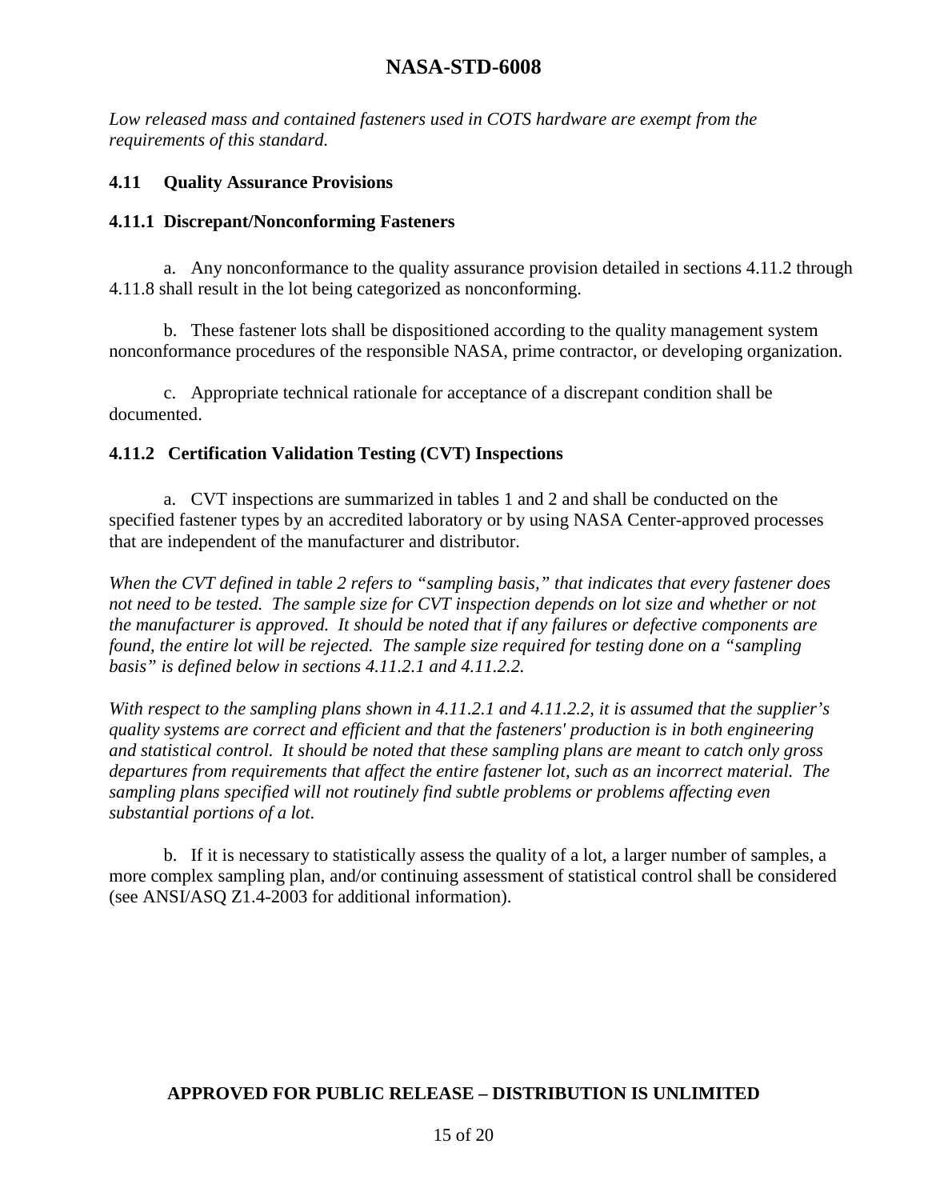*Low released mass and contained fasteners used in COTS hardware are exempt from the requirements of this standard.*

### 4.11 Quality Assurance Provisions

#### 4.11.1 Discrepant/Nonconforming Fasteners

a. Any nonconformance to the quality assurance provision detailed in sections 4.11.2 through 4.11.8 shall result in the lot being categorized as nonconforming.

b. These fastener lots shall be dispositioned according to the quality management system nonconformance procedures of the responsible NASA, prime contractor, or developing organization.

c. Appropriate technical rationale for acceptance of a discrepant condition shall be documented.

#### 4.11.2 Certification Validation Testing (CVT) Inspections

a. CVT inspections are summarized in tables 1 and 2 and shall be conducted on the specified fastener types by an accredited laboratory or by using NASA Center-approved processes that are independent of the manufacturer and distributor.

*When the CVT defined in table 2 refers to "sampling basis," that indicates that every fastener does not need to be tested. The sample size for CVT inspection depends on lot size and whether or not the manufacturer is approved. It should be noted that if any failures or defective components are found, the entire lot will be rejected. The sample size required for testing done on a "sampling basis" is defined below in sections 4.11.2.1 and 4.11.2.2.*

*With respect to the sampling plans shown in 4.11.2.1 and 4.11.2.2, it is assumed that the supplier's quality systems are correct and efficient and that the fasteners' production is in both engineering and statistical control. It should be noted that these sampling plans are meant to catch only gross departures from requirements that affect the entire fastener lot, such as an incorrect material. The sampling plans specified will not routinely find subtle problems or problems affecting even substantial portions of a lot.*

b. If it is necessary to statistically assess the quality of a lot, a larger number of samples, a more complex sampling plan, and/or continuing assessment of statistical control shall be considered (see ANSI/ASQ Z1.4-2003 for additional information).

**APPROVED FOR PUBLIC RELEASE – DISTRIBUTION IS UNLIMITED**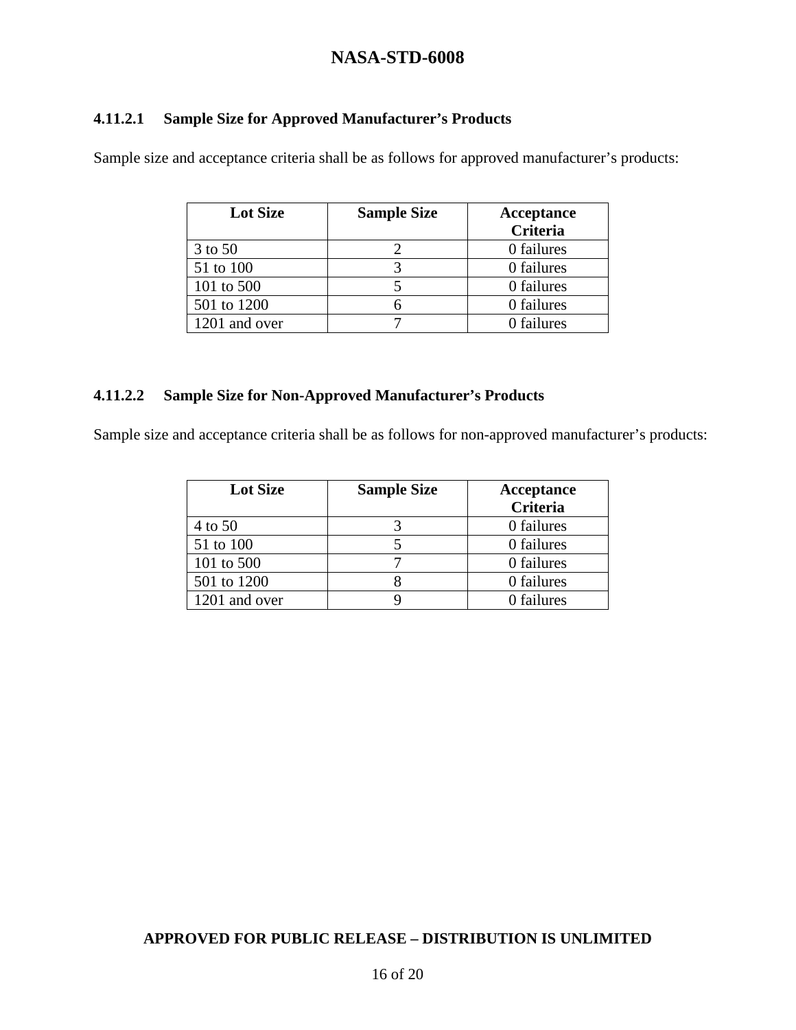#### 4.11.2.1 Sample Size for Approved Manufacturer's Products

Sample size and acceptance criteria shall be as follows for approved manufacturer's products:

| Lot Size | Sample Size | Acceptance Criteria |
|---|---|---|
| 3 to 50 | 2 | 0 failures |
| 51 to 100 | 3 | 0 failures |
| 101 to 500 | 5 | 0 failures |
| 501 to 1200 | 6 | 0 failures |
| 1201 and over | 7 | 0 failures |

#### 4.11.2.2 Sample Size for Non-Approved Manufacturer's Products

Sample size and acceptance criteria shall be as follows for non-approved manufacturer's products:

| Lot Size | Sample Size | Acceptance Criteria |
|---|---|---|
| 4 to 50 | 3 | 0 failures |
| 51 to 100 | 5 | 0 failures |
| 101 to 500 | 7 | 0 failures |
| 501 to 1200 | 8 | 0 failures |
| 1201 and over | 9 | 0 failures |

**APPROVED FOR PUBLIC RELEASE – DISTRIBUTION IS UNLIMITED**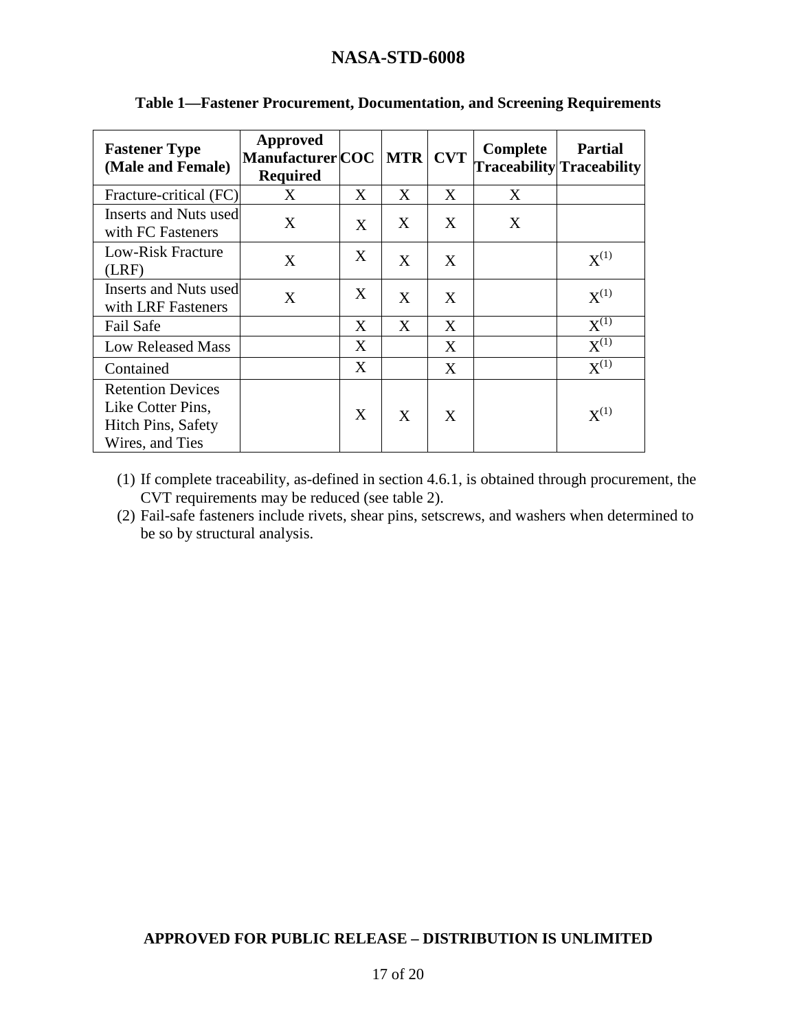**Table 1—Fastener Procurement, Documentation, and Screening Requirements**

| Fastener Type (Male and Female) | Approved Manufacturer Required | COC | MTR | CVT | Complete Traceability | Partial Traceability |
|---|---|---|---|---|---|---|
| Fracture-critical (FC) | X | X | X | X | X | |
| Inserts and Nuts used with FC Fasteners | X | X | X | X | X | |
| Low-Risk Fracture (LRF) | X | X | X | X | | X(1) |
| Inserts and Nuts used with LRF Fasteners | X | X | X | X | | X(1) |
| Fail Safe | | X | X | X | | X(1) |
| Low Released Mass | | X | | X | | X(1) |
| Contained | | X | | X | | X(1) |
| Retention Devices Like Cotter Pins, Hitch Pins, Safety Wires, and Ties | | X | X | X | | X(1) |

(1) If complete traceability, as-defined in section 4.6.1, is obtained through procurement, the CVT requirements may be reduced (see table 2).

(2) Fail-safe fasteners include rivets, shear pins, setscrews, and washers when determined to be so by structural analysis.

**APPROVED FOR PUBLIC RELEASE – DISTRIBUTION IS UNLIMITED**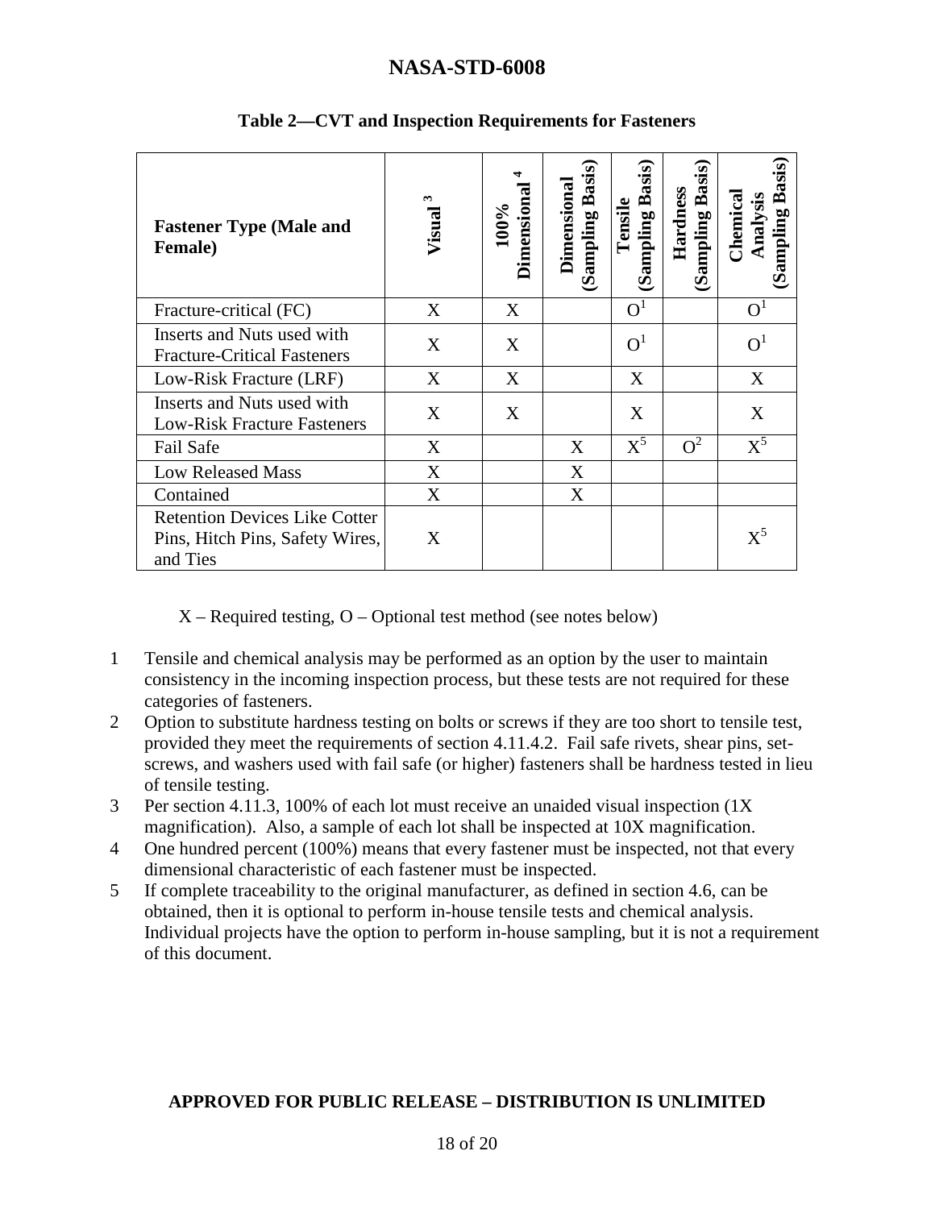**Table 2—CVT and Inspection Requirements for Fasteners**

| Fastener Type (Male and Female) | Visual [3] | 100% Dimensional [4] | Dimensional (Sampling Basis) | Tensile (Sampling Basis) | Hardness (Sampling Basis) | Chemical Analysis (Sampling Basis) |
|---|---|---|---|---|---|---|
| Fracture-critical (FC) | X | X | | O[1] | | O[1] |
| Inserts and Nuts used with Fracture-Critical Fasteners | X | X | | O[1] | | O[1] |
| Low-Risk Fracture (LRF) | X | X | | X | | X |
| Inserts and Nuts used with Low-Risk Fracture Fasteners | X | X | | X | | X |
| Fail Safe | X | | X | X[5] | O[2] | X[5] |
| Low Released Mass | X | | X | | | |
| Contained | X | | X | | | |
| Retention Devices Like Cotter Pins, Hitch Pins, Safety Wires, and Ties | X | | | | | X[5] |

X – Required testing, O – Optional test method (see notes below)

1. Tensile and chemical analysis may be performed as an option by the user to maintain consistency in the incoming inspection process, but these tests are not required for these categories of fasteners.
2. Option to substitute hardness testing on bolts or screws if they are too short to tensile test, provided they meet the requirements of section 4.11.4.2. Fail safe rivets, shear pins, set-screws, and washers used with fail safe (or higher) fasteners shall be hardness tested in lieu of tensile testing.
3. Per section 4.11.3, 100% of each lot must receive an unaided visual inspection (1X magnification). Also, a sample of each lot shall be inspected at 10X magnification.
4. One hundred percent (100%) means that every fastener must be inspected, not that every dimensional characteristic of each fastener must be inspected.
5. If complete traceability to the original manufacturer, as defined in section 4.6, can be obtained, then it is optional to perform in-house tensile tests and chemical analysis. Individual projects have the option to perform in-house sampling, but it is not a requirement of this document.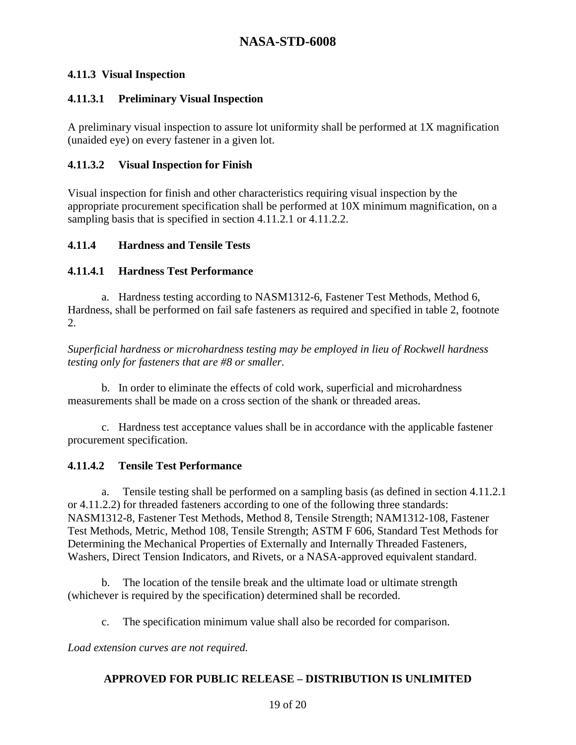#### 4.11.3 Visual Inspection

##### 4.11.3.1 Preliminary Visual Inspection

A preliminary visual inspection to assure lot uniformity shall be performed at 1X magnification (unaided eye) on every fastener in a given lot.

##### 4.11.3.2 Visual Inspection for Finish

Visual inspection for finish and other characteristics requiring visual inspection by the appropriate procurement specification shall be performed at 10X minimum magnification, on a sampling basis that is specified in section 4.11.2.1 or 4.11.2.2.

#### 4.11.4 Hardness and Tensile Tests

##### 4.11.4.1 Hardness Test Performance

a. Hardness testing according to NASM1312-6, Fastener Test Methods, Method 6, Hardness, shall be performed on fail safe fasteners as required and specified in table 2, footnote 2.

*Superficial hardness or microhardness testing may be employed in lieu of Rockwell hardness testing only for fasteners that are #8 or smaller.*

b. In order to eliminate the effects of cold work, superficial and microhardness measurements shall be made on a cross section of the shank or threaded areas.

c. Hardness test acceptance values shall be in accordance with the applicable fastener procurement specification.

##### 4.11.4.2 Tensile Test Performance

a. Tensile testing shall be performed on a sampling basis (as defined in section 4.11.2.1 or 4.11.2.2) for threaded fasteners according to one of the following three standards: NASM1312-8, Fastener Test Methods, Method 8, Tensile Strength; NAM1312-108, Fastener Test Methods, Metric, Method 108, Tensile Strength; ASTM F 606, Standard Test Methods for Determining the Mechanical Properties of Externally and Internally Threaded Fasteners, Washers, Direct Tension Indicators, and Rivets, or a NASA-approved equivalent standard.

b. The location of the tensile break and the ultimate load or ultimate strength (whichever is required by the specification) determined shall be recorded.

c. The specification minimum value shall also be recorded for comparison.

*Load extension curves are not required.*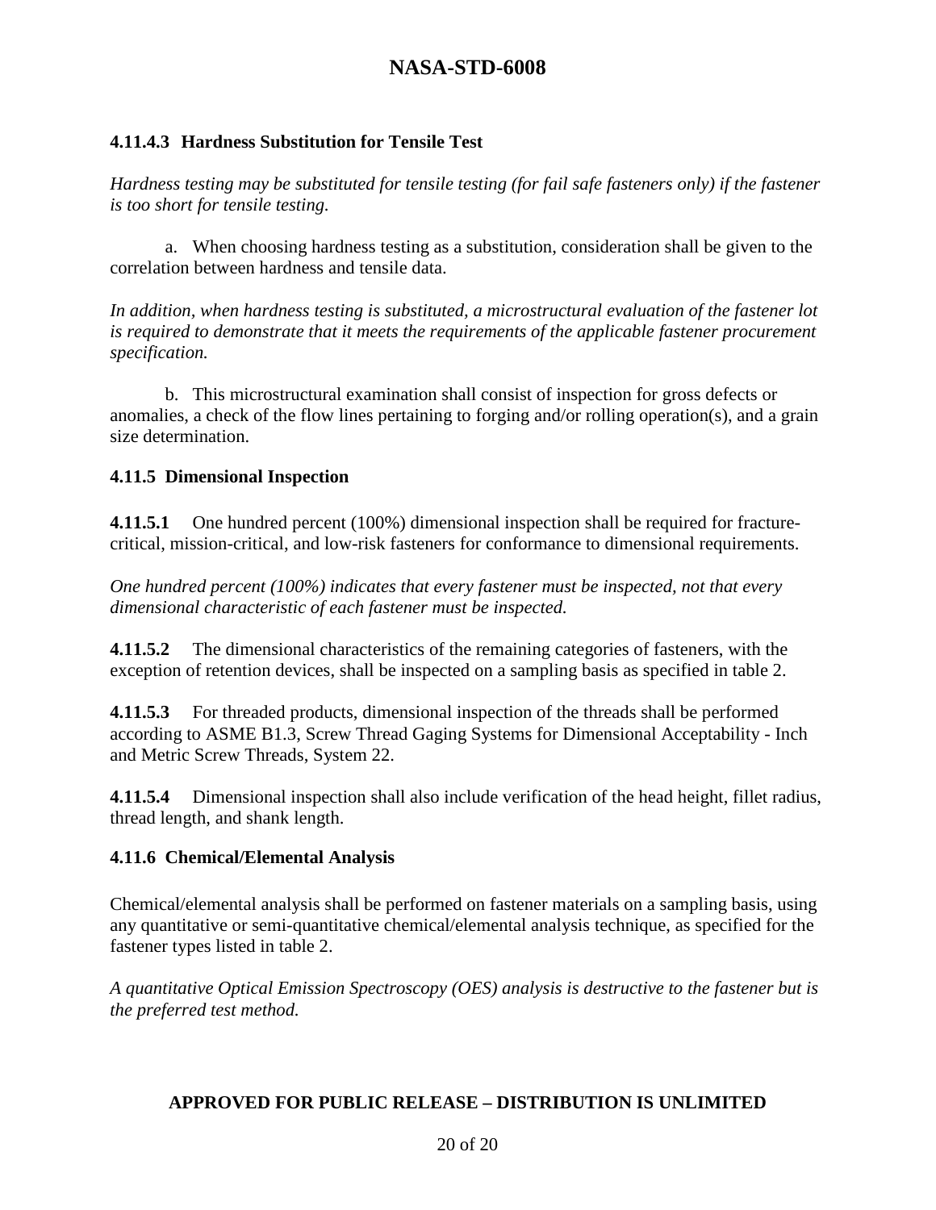#### 4.11.4.3 Hardness Substitution for Tensile Test

*Hardness testing may be substituted for tensile testing (for fail safe fasteners only) if the fastener is too short for tensile testing.*

a. When choosing hardness testing as a substitution, consideration shall be given to the correlation between hardness and tensile data.

*In addition, when hardness testing is substituted, a microstructural evaluation of the fastener lot is required to demonstrate that it meets the requirements of the applicable fastener procurement specification.*

b. This microstructural examination shall consist of inspection for gross defects or anomalies, a check of the flow lines pertaining to forging and/or rolling operation(s), and a grain size determination.

### 4.11.5 Dimensional Inspection

**4.11.5.1** One hundred percent (100%) dimensional inspection shall be required for fracture-critical, mission-critical, and low-risk fasteners for conformance to dimensional requirements.

*One hundred percent (100%) indicates that every fastener must be inspected, not that every dimensional characteristic of each fastener must be inspected.*

**4.11.5.2** The dimensional characteristics of the remaining categories of fasteners, with the exception of retention devices, shall be inspected on a sampling basis as specified in table 2.

**4.11.5.3** For threaded products, dimensional inspection of the threads shall be performed according to ASME B1.3, Screw Thread Gaging Systems for Dimensional Acceptability - Inch and Metric Screw Threads, System 22.

**4.11.5.4** Dimensional inspection shall also include verification of the head height, fillet radius, thread length, and shank length.

### 4.11.6 Chemical/Elemental Analysis

Chemical/elemental analysis shall be performed on fastener materials on a sampling basis, using any quantitative or semi-quantitative chemical/elemental analysis technique, as specified for the fastener types listed in table 2.

*A quantitative Optical Emission Spectroscopy (OES) analysis is destructive to the fastener but is the preferred test method.*

**APPROVED FOR PUBLIC RELEASE – DISTRIBUTION IS UNLIMITED**